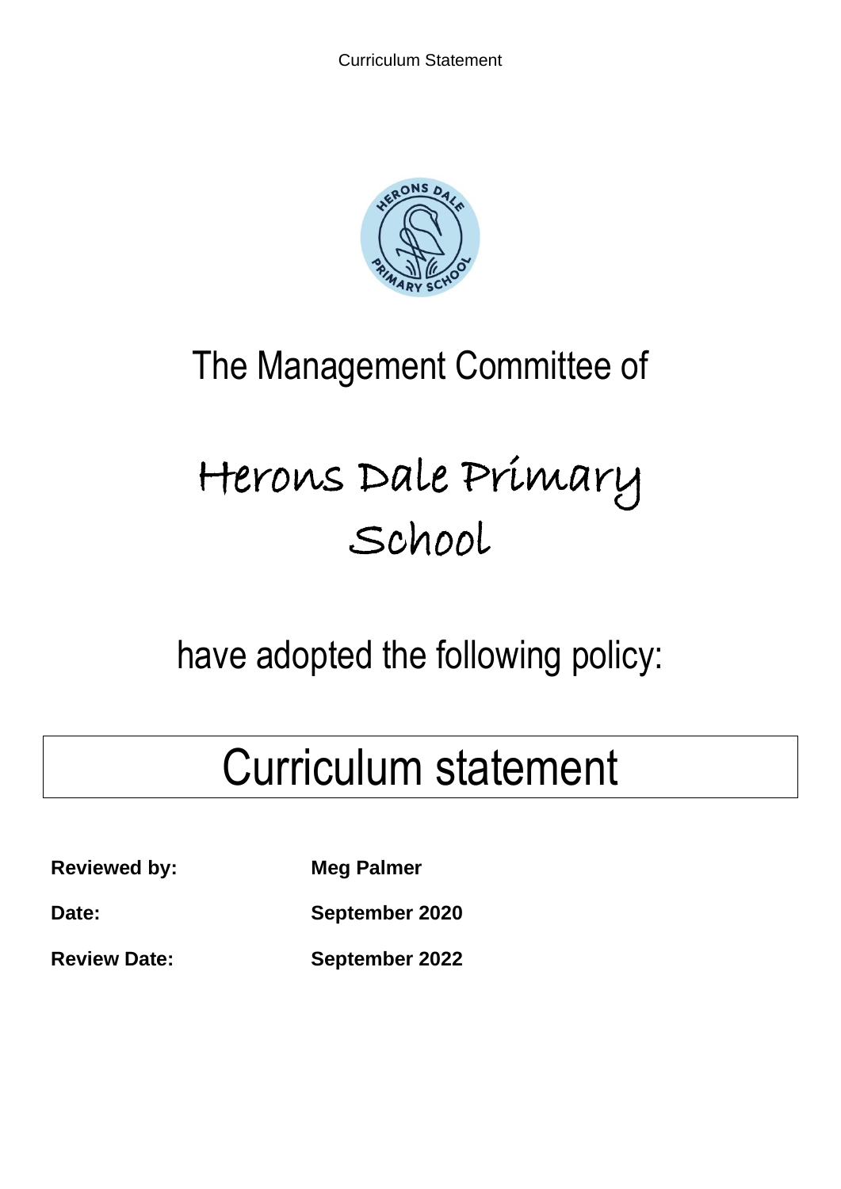The Management Committee of

# Herons Dale Primary School

have adopted the following policy:

# Curriculum statement

**Reviewed by:** **Meg Palmer**

**Date:** **September 2020**

**Review Date:** **September 2022**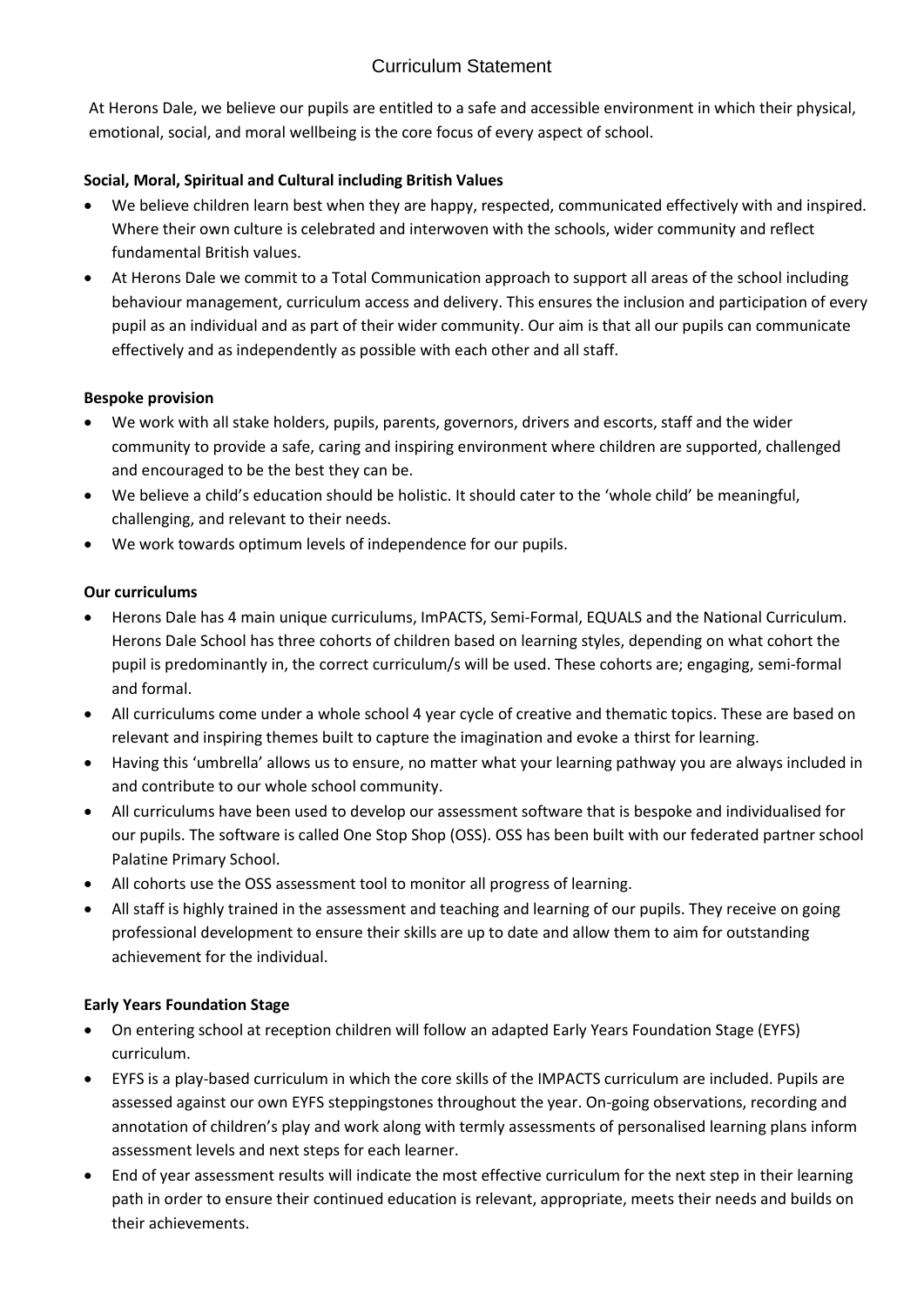# Curriculum Statement

At Herons Dale, we believe our pupils are entitled to a safe and accessible environment in which their physical, emotional, social, and moral wellbeing is the core focus of every aspect of school.

**Social, Moral, Spiritual and Cultural including British Values**

- We believe children learn best when they are happy, respected, communicated effectively with and inspired. Where their own culture is celebrated and interwoven with the schools, wider community and reflect fundamental British values.
- At Herons Dale we commit to a Total Communication approach to support all areas of the school including behaviour management, curriculum access and delivery. This ensures the inclusion and participation of every pupil as an individual and as part of their wider community. Our aim is that all our pupils can communicate effectively and as independently as possible with each other and all staff.

**Bespoke provision**

- We work with all stake holders, pupils, parents, governors, drivers and escorts, staff and the wider community to provide a safe, caring and inspiring environment where children are supported, challenged and encouraged to be the best they can be.
- We believe a child's education should be holistic. It should cater to the 'whole child' be meaningful, challenging, and relevant to their needs.
- We work towards optimum levels of independence for our pupils.

**Our curriculums**

- Herons Dale has 4 main unique curriculums, ImPACTS, Semi-Formal, EQUALS and the National Curriculum. Herons Dale School has three cohorts of children based on learning styles, depending on what cohort the pupil is predominantly in, the correct curriculum/s will be used. These cohorts are; engaging, semi-formal and formal.
- All curriculums come under a whole school 4 year cycle of creative and thematic topics. These are based on relevant and inspiring themes built to capture the imagination and evoke a thirst for learning.
- Having this 'umbrella' allows us to ensure, no matter what your learning pathway you are always included in and contribute to our whole school community.
- All curriculums have been used to develop our assessment software that is bespoke and individualised for our pupils. The software is called One Stop Shop (OSS). OSS has been built with our federated partner school Palatine Primary School.
- All cohorts use the OSS assessment tool to monitor all progress of learning.
- All staff is highly trained in the assessment and teaching and learning of our pupils. They receive on going professional development to ensure their skills are up to date and allow them to aim for outstanding achievement for the individual.

**Early Years Foundation Stage**

- On entering school at reception children will follow an adapted Early Years Foundation Stage (EYFS) curriculum.
- EYFS is a play-based curriculum in which the core skills of the IMPACTS curriculum are included. Pupils are assessed against our own EYFS steppingstones throughout the year. On-going observations, recording and annotation of children's play and work along with termly assessments of personalised learning plans inform assessment levels and next steps for each learner.
- End of year assessment results will indicate the most effective curriculum for the next step in their learning path in order to ensure their continued education is relevant, appropriate, meets their needs and builds on their achievements.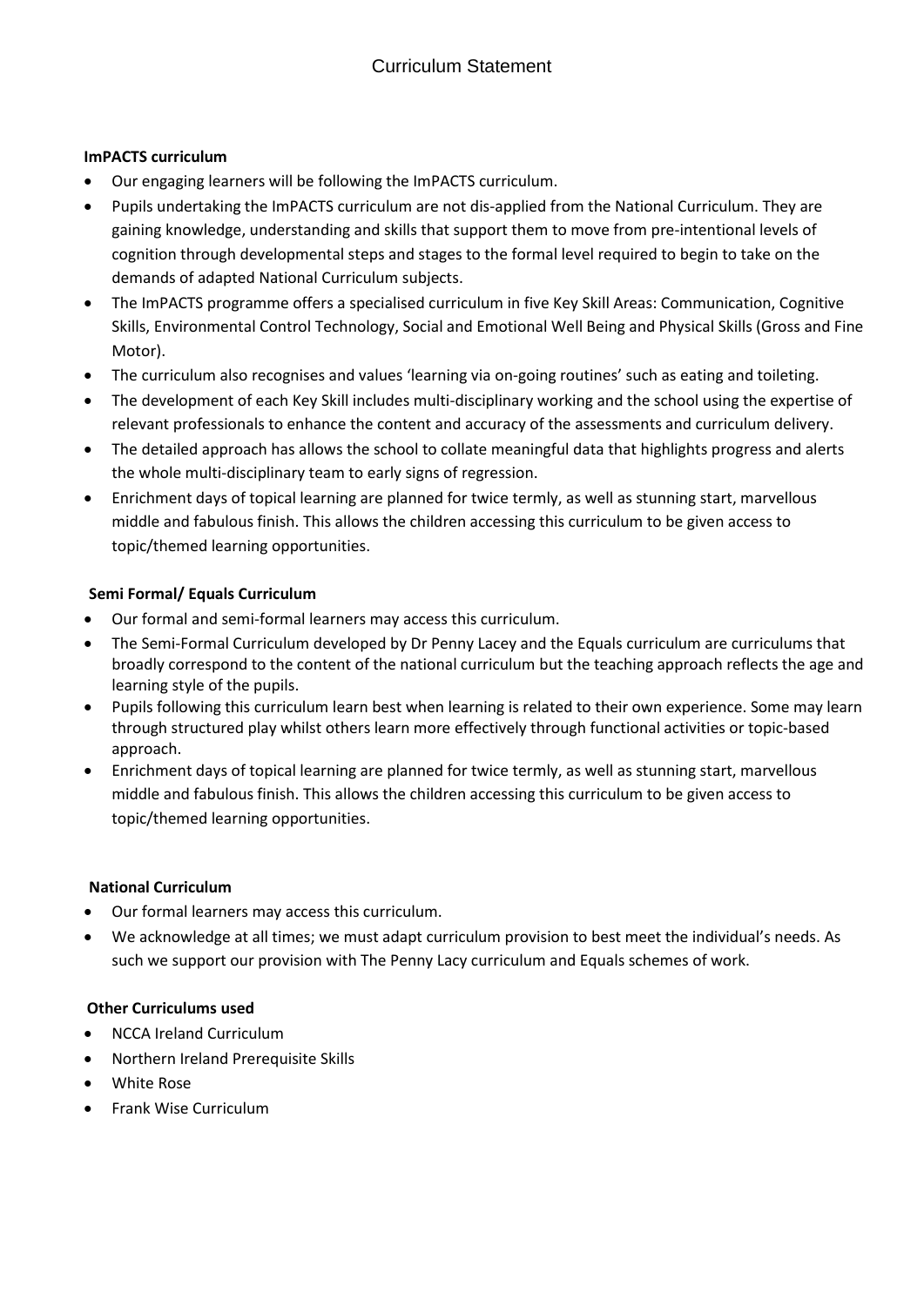# Curriculum Statement

**ImPACTS curriculum**

- Our engaging learners will be following the ImPACTS curriculum.
- Pupils undertaking the ImPACTS curriculum are not dis-applied from the National Curriculum. They are gaining knowledge, understanding and skills that support them to move from pre-intentional levels of cognition through developmental steps and stages to the formal level required to begin to take on the demands of adapted National Curriculum subjects.
- The ImPACTS programme offers a specialised curriculum in five Key Skill Areas: Communication, Cognitive Skills, Environmental Control Technology, Social and Emotional Well Being and Physical Skills (Gross and Fine Motor).
- The curriculum also recognises and values 'learning via on-going routines' such as eating and toileting.
- The development of each Key Skill includes multi-disciplinary working and the school using the expertise of relevant professionals to enhance the content and accuracy of the assessments and curriculum delivery.
- The detailed approach has allows the school to collate meaningful data that highlights progress and alerts the whole multi-disciplinary team to early signs of regression.
- Enrichment days of topical learning are planned for twice termly, as well as stunning start, marvellous middle and fabulous finish. This allows the children accessing this curriculum to be given access to topic/themed learning opportunities.

**Semi Formal/ Equals Curriculum**

- Our formal and semi-formal learners may access this curriculum.
- The Semi-Formal Curriculum developed by Dr Penny Lacey and the Equals curriculum are curriculums that broadly correspond to the content of the national curriculum but the teaching approach reflects the age and learning style of the pupils.
- Pupils following this curriculum learn best when learning is related to their own experience. Some may learn through structured play whilst others learn more effectively through functional activities or topic-based approach.
- Enrichment days of topical learning are planned for twice termly, as well as stunning start, marvellous middle and fabulous finish. This allows the children accessing this curriculum to be given access to topic/themed learning opportunities.

**National Curriculum**

- Our formal learners may access this curriculum.
- We acknowledge at all times; we must adapt curriculum provision to best meet the individual's needs. As such we support our provision with The Penny Lacy curriculum and Equals schemes of work.

**Other Curriculums used**

- NCCA Ireland Curriculum
- Northern Ireland Prerequisite Skills
- White Rose
- Frank Wise Curriculum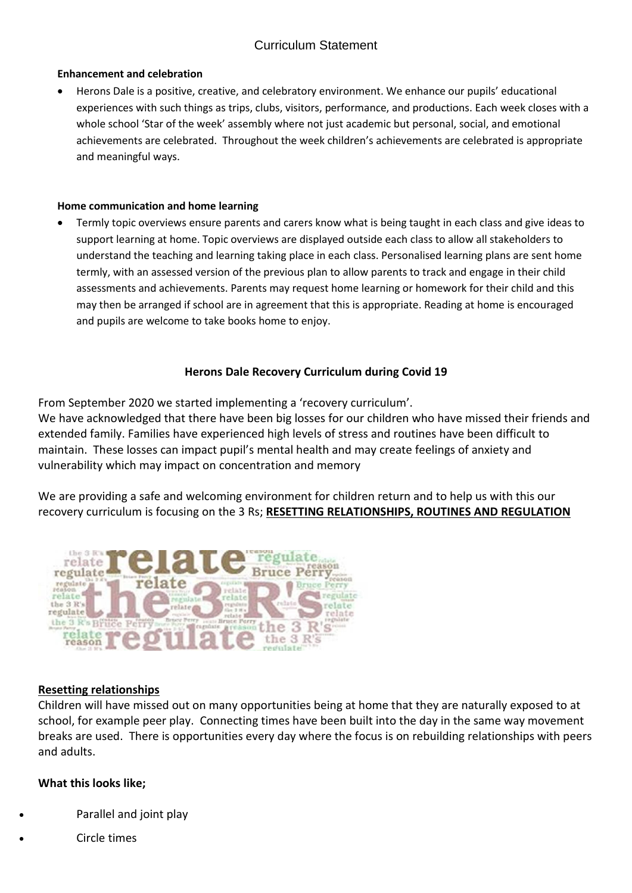Curriculum Statement

#### Enhancement and celebration

- Herons Dale is a positive, creative, and celebratory environment. We enhance our pupils' educational experiences with such things as trips, clubs, visitors, performance, and productions. Each week closes with a whole school 'Star of the week' assembly where not just academic but personal, social, and emotional achievements are celebrated. Throughout the week children's achievements are celebrated is appropriate and meaningful ways.

#### Home communication and home learning

- Termly topic overviews ensure parents and carers know what is being taught in each class and give ideas to support learning at home. Topic overviews are displayed outside each class to allow all stakeholders to understand the teaching and learning taking place in each class. Personalised learning plans are sent home termly, with an assessed version of the previous plan to allow parents to track and engage in their child assessments and achievements. Parents may request home learning or homework for their child and this may then be arranged if school are in agreement that this is appropriate. Reading at home is encouraged and pupils are welcome to take books home to enjoy.

## Herons Dale Recovery Curriculum during Covid 19

From September 2020 we started implementing a 'recovery curriculum'.
We have acknowledged that there have been big losses for our children who have missed their friends and extended family. Families have experienced high levels of stress and routines have been difficult to maintain. These losses can impact pupil's mental health and may create feelings of anxiety and vulnerability which may impact on concentration and memory

We are providing a safe and welcoming environment for children return and to help us with this our recovery curriculum is focusing on the 3 Rs; **RESETTING RELATIONSHIPS, ROUTINES AND REGULATION**

### Resetting relationships

Children will have missed out on many opportunities being at home that they are naturally exposed to at school, for example peer play. Connecting times have been built into the day in the same way movement breaks are used. There is opportunities every day where the focus is on rebuilding relationships with peers and adults.

**What this looks like;**

- Parallel and joint play
- Circle times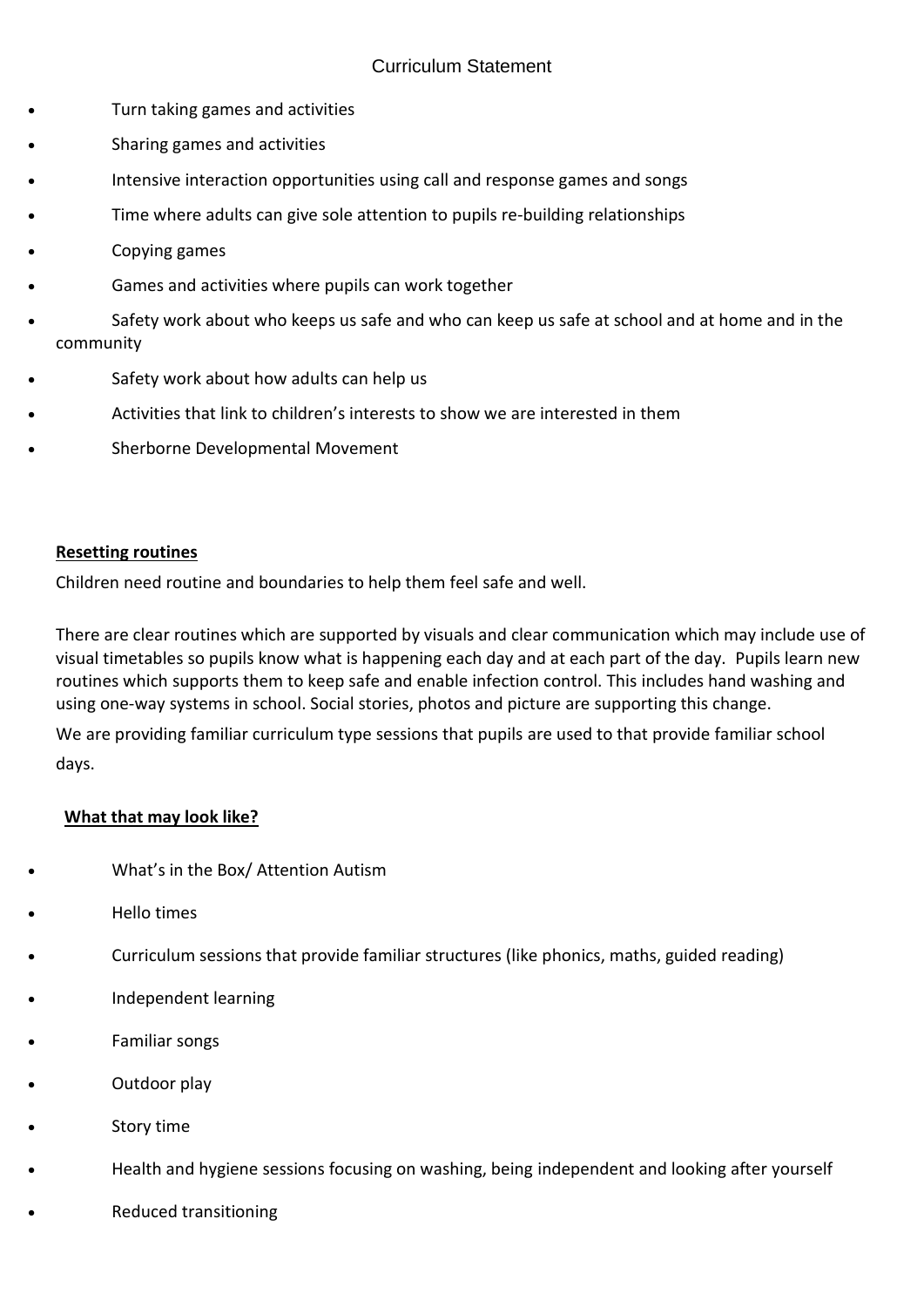- Turn taking games and activities
- Sharing games and activities
- Intensive interaction opportunities using call and response games and songs
- Time where adults can give sole attention to pupils re-building relationships
- Copying games
- Games and activities where pupils can work together
- Safety work about who keeps us safe and who can keep us safe at school and at home and in the community
- Safety work about how adults can help us
- Activities that link to children's interests to show we are interested in them
- Sherborne Developmental Movement

**Resetting routines**

Children need routine and boundaries to help them feel safe and well.

There are clear routines which are supported by visuals and clear communication which may include use of visual timetables so pupils know what is happening each day and at each part of the day. Pupils learn new routines which supports them to keep safe and enable infection control. This includes hand washing and using one-way systems in school. Social stories, photos and picture are supporting this change.

We are providing familiar curriculum type sessions that pupils are used to that provide familiar school days.

**What that may look like?**

- What's in the Box/ Attention Autism
- Hello times
- Curriculum sessions that provide familiar structures (like phonics, maths, guided reading)
- Independent learning
- Familiar songs
- Outdoor play
- Story time
- Health and hygiene sessions focusing on washing, being independent and looking after yourself
- Reduced transitioning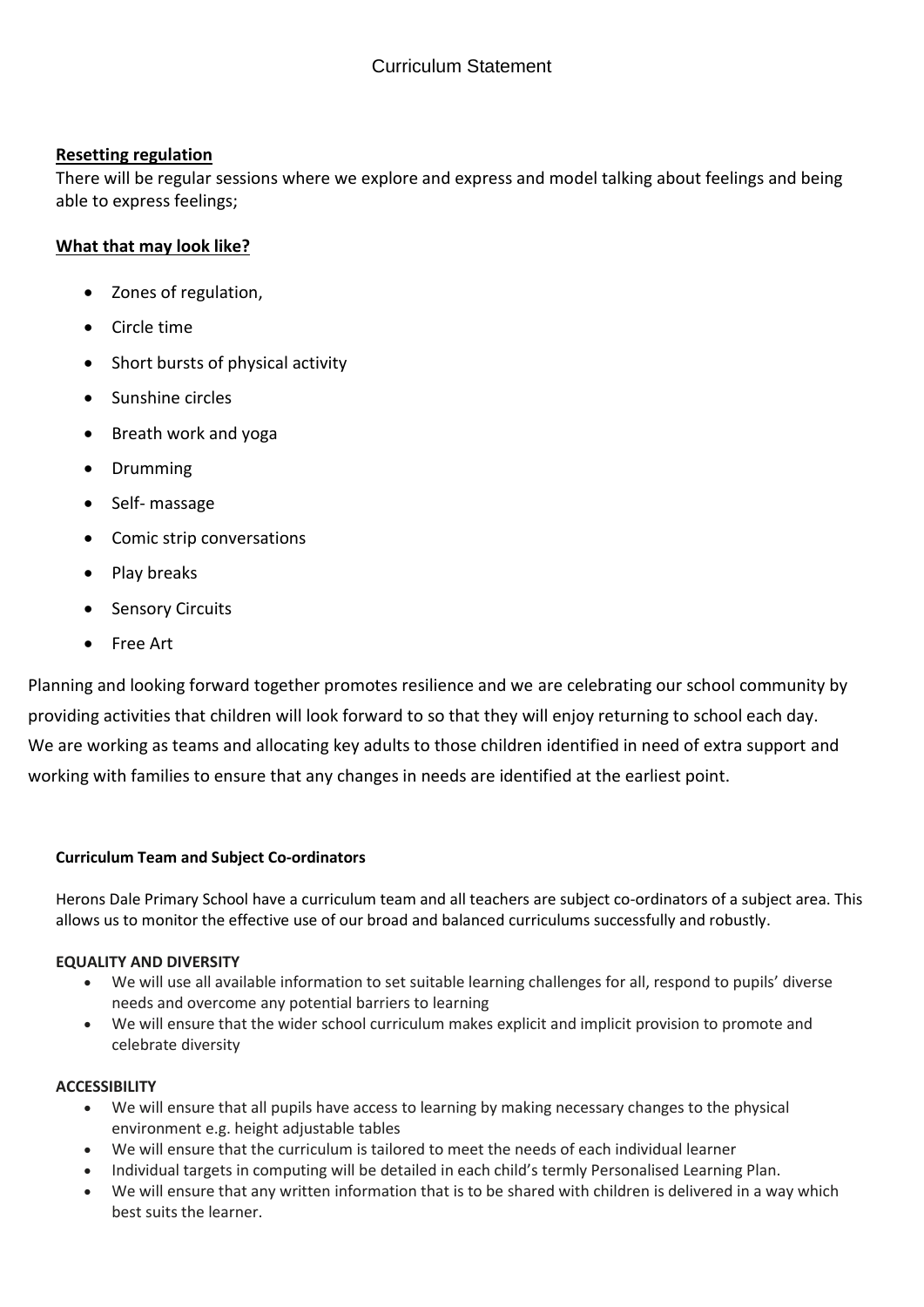# Curriculum Statement

**Resetting regulation**

There will be regular sessions where we explore and express and model talking about feelings and being able to express feelings;

**What that may look like?**

- Zones of regulation,
- Circle time
- Short bursts of physical activity
- Sunshine circles
- Breath work and yoga
- Drumming
- Self- massage
- Comic strip conversations
- Play breaks
- Sensory Circuits
- Free Art

Planning and looking forward together promotes resilience and we are celebrating our school community by providing activities that children will look forward to so that they will enjoy returning to school each day. We are working as teams and allocating key adults to those children identified in need of extra support and working with families to ensure that any changes in needs are identified at the earliest point.

**Curriculum Team and Subject Co-ordinators**

Herons Dale Primary School have a curriculum team and all teachers are subject co-ordinators of a subject area. This allows us to monitor the effective use of our broad and balanced curriculums successfully and robustly.

**EQUALITY AND DIVERSITY**

- We will use all available information to set suitable learning challenges for all, respond to pupils' diverse needs and overcome any potential barriers to learning
- We will ensure that the wider school curriculum makes explicit and implicit provision to promote and celebrate diversity

**ACCESSIBILITY**

- We will ensure that all pupils have access to learning by making necessary changes to the physical environment e.g. height adjustable tables
- We will ensure that the curriculum is tailored to meet the needs of each individual learner
- Individual targets in computing will be detailed in each child's termly Personalised Learning Plan.
- We will ensure that any written information that is to be shared with children is delivered in a way which best suits the learner.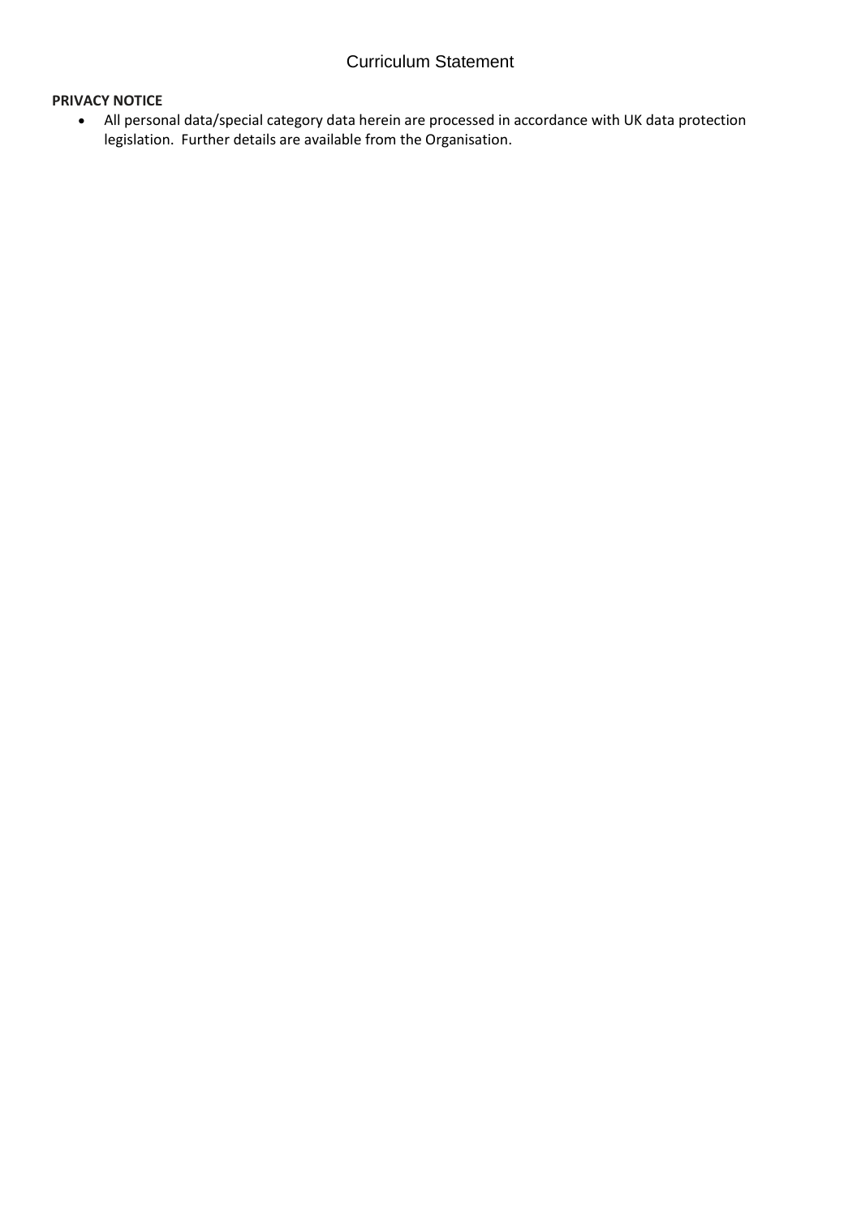**PRIVACY NOTICE**

- All personal data/special category data herein are processed in accordance with UK data protection legislation. Further details are available from the Organisation.